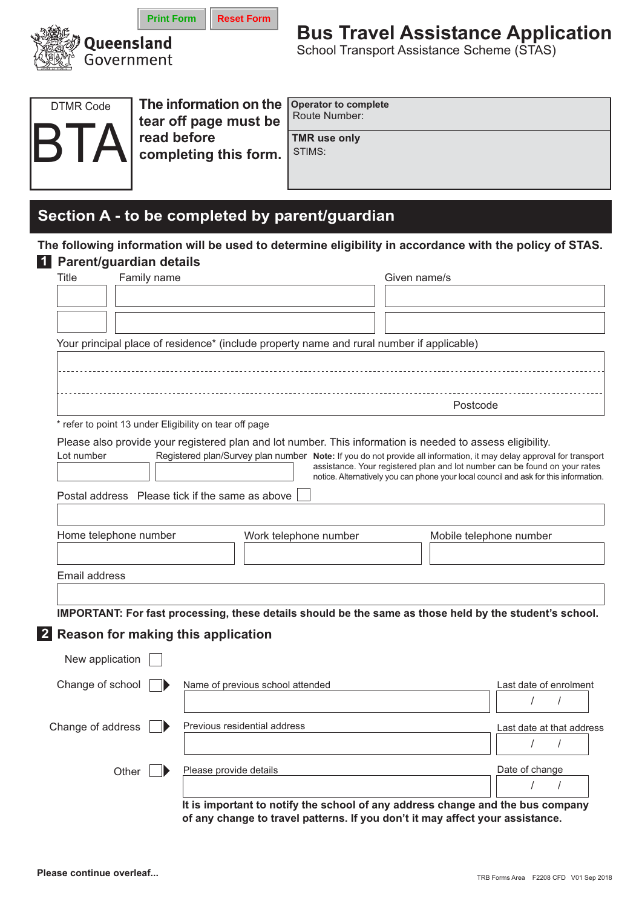Print Form | Reset Form

Queensland Government

# Bus Travel Assistance Application

School Transport Assistance Scheme (STAS)

DTMR Code

**BTA**

**The information on the tear off page must be read before completing this form.**

**Operator to complete**
Route Number:

**TMR use only**
STIMS:

## Section A - to be completed by parent/guardian

**The following information will be used to determine eligibility in accordance with the policy of STAS.**

### 1 Parent/guardian details

| Title | Family name | Given name/s |
|---|---|---|
| | | |
| | | |

Your principal place of residence* (include property name and rural number if applicable)

Postcode

\* refer to point 13 under Eligibility on tear off page

Please also provide your registered plan and lot number. This information is needed to assess eligibility.

Lot number | Registered plan/Survey plan number

**Note:** If you do not provide all information, it may delay approval for transport assistance. Your registered plan and lot number can be found on your rates notice. Alternatively you can phone your local council and ask for this information.

Postal address Please tick if the same as above ☐

| Home telephone number | Work telephone number | Mobile telephone number |
|---|---|---|
| | | |

Email address

**IMPORTANT: For fast processing, these details should be the same as those held by the student's school.**

### 2 Reason for making this application

New application ☐

Change of school ☐ — Name of previous school attended | Last date of enrolment: / /

Change of address ☐ — Previous residential address | Last date at that address: / /

Other ☐ — Please provide details | Date of change: / /

**It is important to notify the school of any address change and the bus company of any change to travel patterns. If you don't it may affect your assistance.**

**Please continue overleaf...**

TRB Forms Area F2208 CFD V01 Sep 2018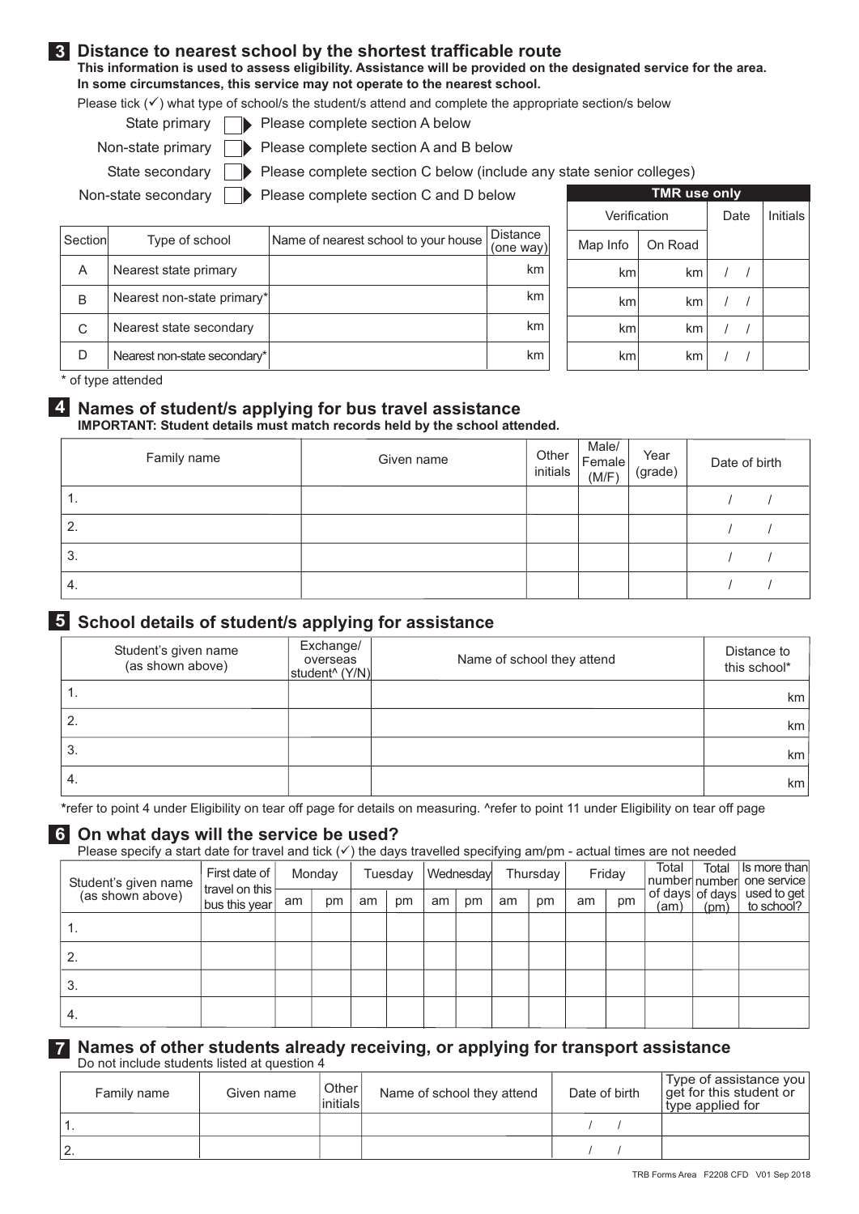## 3 Distance to nearest school by the shortest trafficable route

**This information is used to assess eligibility. Assistance will be provided on the designated service for the area. In some circumstances, this service may not operate to the nearest school.**

Please tick (✓) what type of school/s the student/s attend and complete the appropriate section/s below

- State primary ☐ ▶ Please complete section A below
- Non-state primary ☐ ▶ Please complete section A and B below
- State secondary ☐ ▶ Please complete section C below (include any state senior colleges)
- Non-state secondary ☐ ▶ Please complete section C and D below

| Section | Type of school | Name of nearest school to your house | Distance (one way) | TMR use only: Verification - Map Info | TMR use only: Verification - On Road | TMR use only: Date | TMR use only: Initials |
|---|---|---|---|---|---|---|---|
| A | Nearest state primary | | km | km | km | / / | |
| B | Nearest non-state primary* | | km | km | km | / / | |
| C | Nearest state secondary | | km | km | km | / / | |
| D | Nearest non-state secondary* | | km | km | km | / / | |

* of type attended

## 4 Names of student/s applying for bus travel assistance

**IMPORTANT: Student details must match records held by the school attended.**

| Family name | Given name | Other initials | Male/ Female (M/F) | Year (grade) | Date of birth |
|---|---|---|---|---|---|
| 1. | | | | | / / |
| 2. | | | | | / / |
| 3. | | | | | / / |
| 4. | | | | | / / |

## 5 School details of student/s applying for assistance

| Student's given name (as shown above) | Exchange/ overseas student^ (Y/N) | Name of school they attend | Distance to this school* |
|---|---|---|---|
| 1. | | | km |
| 2. | | | km |
| 3. | | | km |
| 4. | | | km |

*refer to point 4 under Eligibility on tear off page for details on measuring. ^refer to point 11 under Eligibility on tear off page

## 6 On what days will the service be used?

Please specify a start date for travel and tick (✓) the days travelled specifying am/pm - actual times are not needed

| Student's given name (as shown above) | First date of travel on this bus this year | Monday | | Tuesday | | Wednesday | | Thursday | | Friday | | Total number of days (am) | Total number of days (pm) | Is more than one service used to get to school? |
|---|---|---|---|---|---|---|---|---|---|---|---|---|---|---|
| | | am | pm | am | pm | am | pm | am | pm | am | pm | | | |
| 1. | | | | | | | | | | | | | | |
| 2. | | | | | | | | | | | | | | |
| 3. | | | | | | | | | | | | | | |
| 4. | | | | | | | | | | | | | | |

## 7 Names of other students already receiving, or applying for transport assistance

Do not include students listed at question 4

| Family name | Given name | Other initials | Name of school they attend | Date of birth | Type of assistance you get for this student or type applied for |
|---|---|---|---|---|---|
| 1. | | | | / / | |
| 2. | | | | / / | |

TRB Forms Area F2208 CFD V01 Sep 2018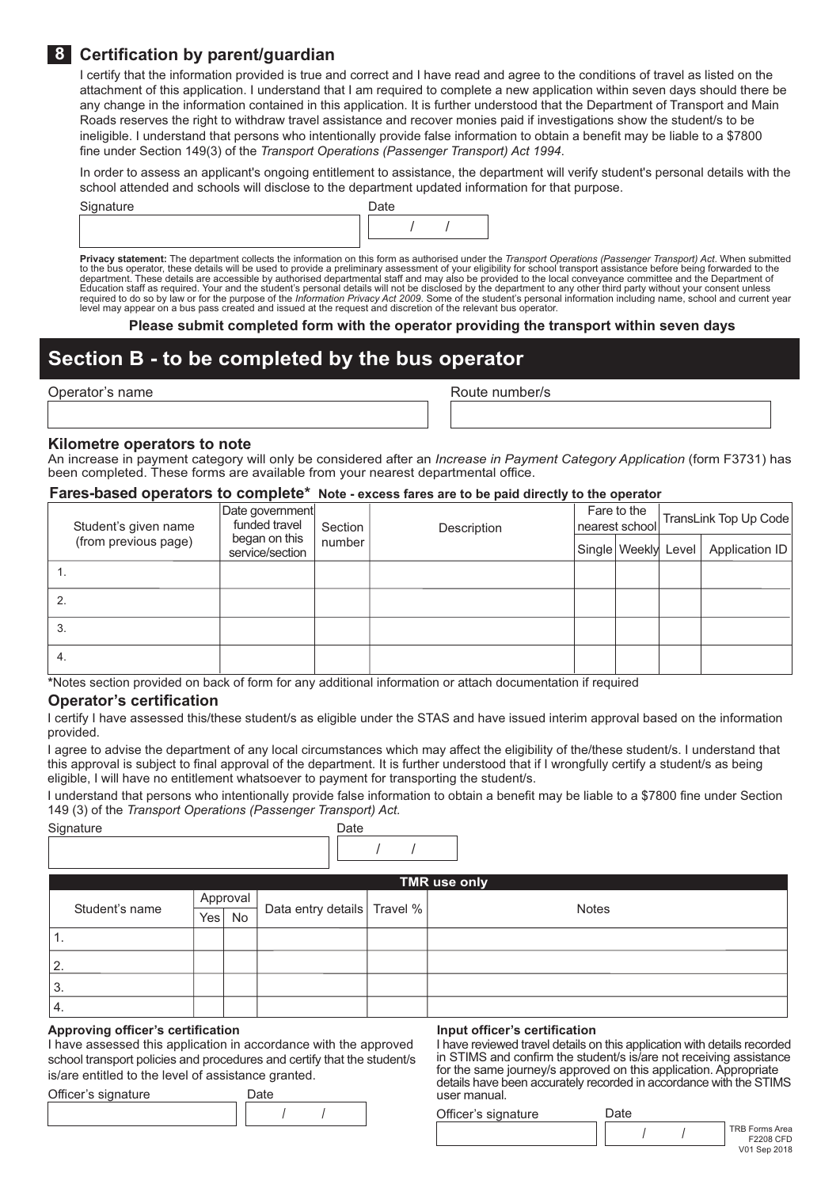## 8 Certification by parent/guardian

I certify that the information provided is true and correct and I have read and agree to the conditions of travel as listed on the attachment of this application. I understand that I am required to complete a new application within seven days should there be any change in the information contained in this application. It is further understood that the Department of Transport and Main Roads reserves the right to withdraw travel assistance and recover monies paid if investigations show the student/s to be ineligible. I understand that persons who intentionally provide false information to obtain a benefit may be liable to a $7800 fine under Section 149(3) of the *Transport Operations (Passenger Transport) Act 1994*.

In order to assess an applicant's ongoing entitlement to assistance, the department will verify student's personal details with the school attended and schools will disclose to the department updated information for that purpose.

| Signature | Date |
|---|---|
| | / / |

**Privacy statement:** The department collects the information on this form as authorised under the *Transport Operations (Passenger Transport) Act*. When submitted to the bus operator, these details will be used to provide a preliminary assessment of your eligibility for school transport assistance before being forwarded to the department. These details are accessible by authorised departmental staff and may also be provided to the local conveyance committee and the Department of Education staff as required. Your and the student's personal details will not be disclosed by the department to any other third party without your consent unless required to do so by law or for the purpose of the *Information Privacy Act 2009*. Some of the student's personal information including name, school and current year level may appear on a bus pass created and issued at the request and discretion of the relevant bus operator.

**Please submit completed form with the operator providing the transport within seven days**

# Section B - to be completed by the bus operator

| Operator's name | Route number/s |
|---|---|
| | |

### Kilometre operators to note

An increase in payment category will only be considered after an *Increase in Payment Category Application* (form F3731) has been completed. These forms are available from your nearest departmental office.

### Fares-based operators to complete* **Note - excess fares are to be paid directly to the operator**

| Student's given name (from previous page) | Date government funded travel began on this service/section | Section number | Description | Fare to the nearest school | | TransLink Top Up Code | |
|---|---|---|---|---|---|---|---|
| | | | | Single | Weekly | Level | Application ID |
| 1. | | | | | | | |
| 2. | | | | | | | |
| 3. | | | | | | | |
| 4. | | | | | | | |

*Notes section provided on back of form for any additional information or attach documentation if required

### Operator's certification

I certify I have assessed this/these student/s as eligible under the STAS and have issued interim approval based on the information provided.

I agree to advise the department of any local circumstances which may affect the eligibility of the/these student/s. I understand that this approval is subject to final approval of the department. It is further understood that if I wrongfully certify a student/s as being eligible, I will have no entitlement whatsoever to payment for transporting the student/s.

I understand that persons who intentionally provide false information to obtain a benefit may be liable to a $7800 fine under Section 149 (3) of the *Transport Operations (Passenger Transport) Act.*

| Signature | Date |
|---|---|
| | / / |

**TMR use only**

| Student's name | Approval | | Data entry details | Travel % | Notes |
|---|---|---|---|---|---|
| | Yes | No | | | |
| 1. | | | | | |
| 2. | | | | | |
| 3. | | | | | |
| 4. | | | | | |

#### Approving officer's certification

I have assessed this application in accordance with the approved school transport policies and procedures and certify that the student/s is/are entitled to the level of assistance granted.

| Officer's signature | Date |
|---|---|
| | / / |

#### Input officer's certification

I have reviewed travel details on this application with details recorded in STIMS and confirm the student/s is/are not receiving assistance for the same journey/s approved on this application. Appropriate details have been accurately recorded in accordance with the STIMS user manual.

| Officer's signature | Date |
|---|---|
| | / / |

TRB Forms Area F2208 CFD V01 Sep 2018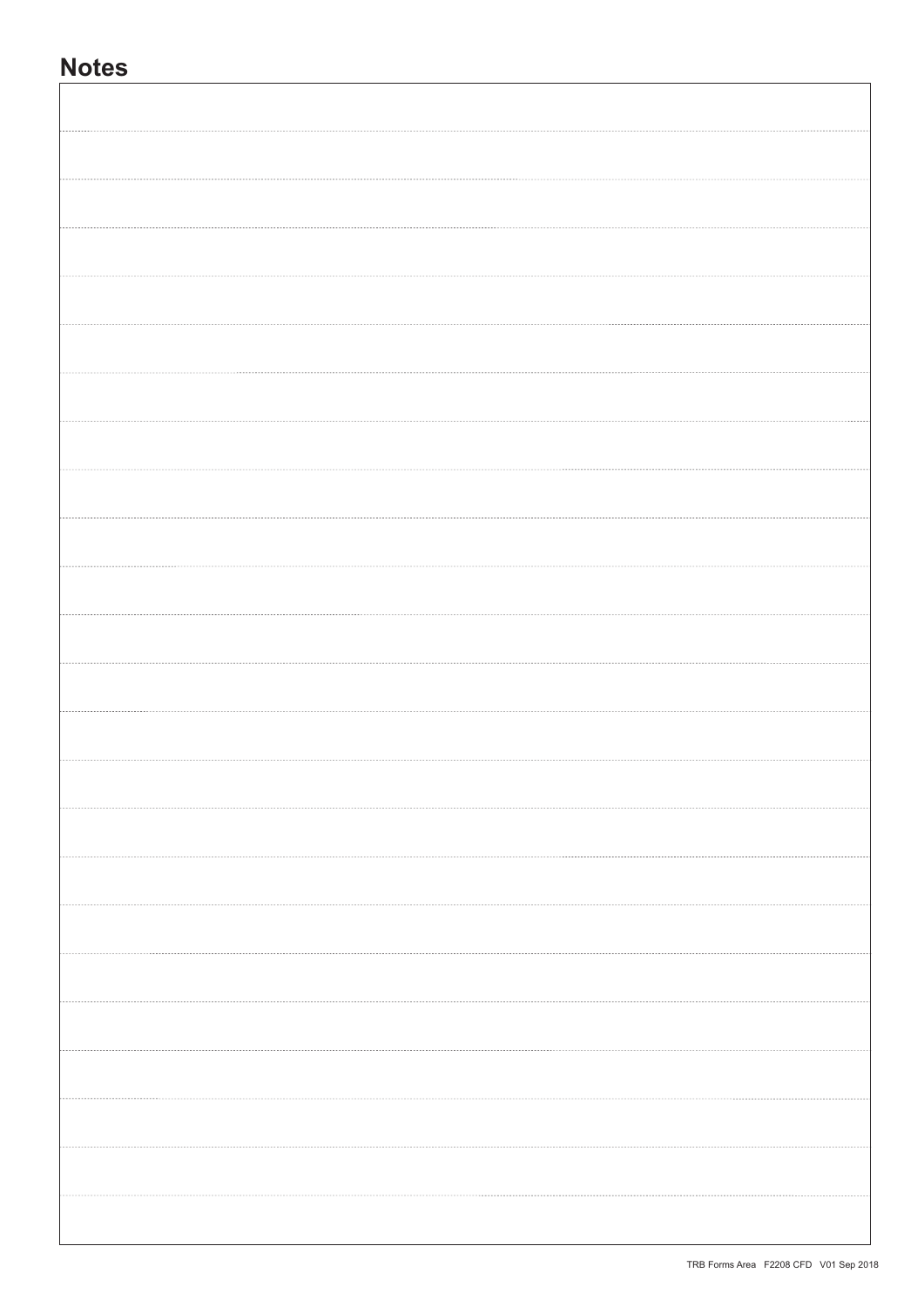## Notes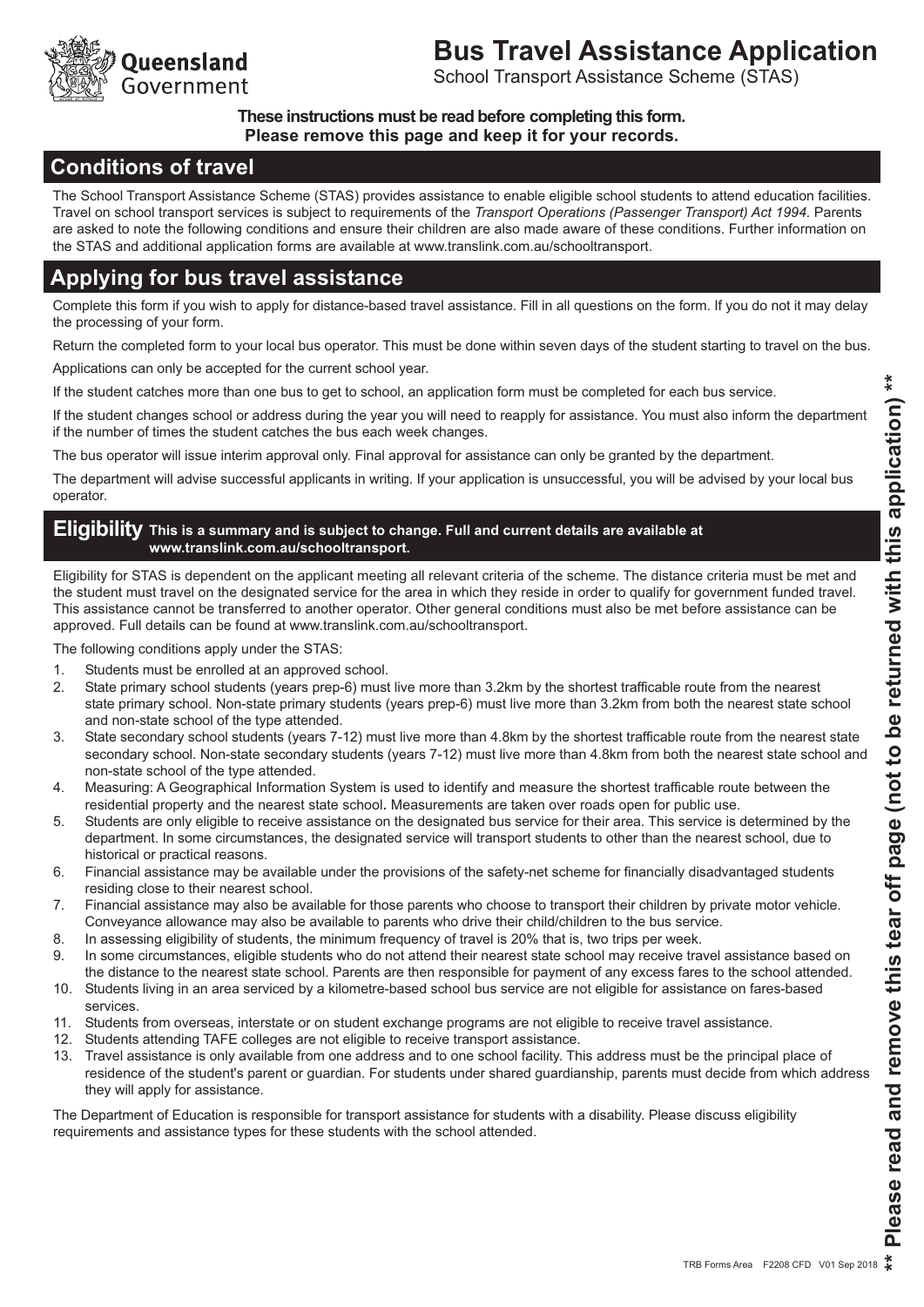Queensland Government

# Bus Travel Assistance Application

School Transport Assistance Scheme (STAS)

**These instructions must be read before completing this form.**
**Please remove this page and keep it for your records.**

## Conditions of travel

The School Transport Assistance Scheme (STAS) provides assistance to enable eligible school students to attend education facilities. Travel on school transport services is subject to requirements of the *Transport Operations (Passenger Transport) Act 1994*. Parents are asked to note the following conditions and ensure their children are also made aware of these conditions. Further information on the STAS and additional application forms are available at www.translink.com.au/schooltransport.

## Applying for bus travel assistance

Complete this form if you wish to apply for distance-based travel assistance. Fill in all questions on the form. If you do not it may delay the processing of your form.

Return the completed form to your local bus operator. This must be done within seven days of the student starting to travel on the bus.

Applications can only be accepted for the current school year.

If the student catches more than one bus to get to school, an application form must be completed for each bus service.

If the student changes school or address during the year you will need to reapply for assistance. You must also inform the department if the number of times the student catches the bus each week changes.

The bus operator will issue interim approval only. Final approval for assistance can only be granted by the department.

The department will advise successful applicants in writing. If your application is unsuccessful, you will be advised by your local bus operator.

## Eligibility

**This is a summary and is subject to change. Full and current details are available at www.translink.com.au/schooltransport.**

Eligibility for STAS is dependent on the applicant meeting all relevant criteria of the scheme. The distance criteria must be met and the student must travel on the designated service for the area in which they reside in order to qualify for government funded travel. This assistance cannot be transferred to another operator. Other general conditions must also be met before assistance can be approved. Full details can be found at www.translink.com.au/schooltransport.

The following conditions apply under the STAS:

1. Students must be enrolled at an approved school.
2. State primary school students (years prep-6) must live more than 3.2km by the shortest trafficable route from the nearest state primary school. Non-state primary students (years prep-6) must live more than 3.2km from both the nearest state school and non-state school of the type attended.
3. State secondary school students (years 7-12) must live more than 4.8km by the shortest trafficable route from the nearest state secondary school. Non-state secondary students (years 7-12) must live more than 4.8km from both the nearest state school and non-state school of the type attended.
4. Measuring: A Geographical Information System is used to identify and measure the shortest trafficable route between the residential property and the nearest state school. Measurements are taken over roads open for public use.
5. Students are only eligible to receive assistance on the designated bus service for their area. This service is determined by the department. In some circumstances, the designated service will transport students to other than the nearest school, due to historical or practical reasons.
6. Financial assistance may be available under the provisions of the safety-net scheme for financially disadvantaged students residing close to their nearest school.
7. Financial assistance may also be available for those parents who choose to transport their children by private motor vehicle. Conveyance allowance may also be available to parents who drive their child/children to the bus service.
8. In assessing eligibility of students, the minimum frequency of travel is 20% that is, two trips per week.
9. In some circumstances, eligible students who do not attend their nearest state school may receive travel assistance based on the distance to the nearest state school. Parents are then responsible for payment of any excess fares to the school attended.
10. Students living in an area serviced by a kilometre-based school bus service are not eligible for assistance on fares-based services.
11. Students from overseas, interstate or on student exchange programs are not eligible to receive travel assistance.
12. Students attending TAFE colleges are not eligible to receive transport assistance.
13. Travel assistance is only available from one address and to one school facility. This address must be the principal place of residence of the student's parent or guardian. For students under shared guardianship, parents must decide from which address they will apply for assistance.

The Department of Education is responsible for transport assistance for students with a disability. Please discuss eligibility requirements and assistance types for these students with the school attended.

**** Please read and remove this tear off page (not to be returned with this application) ****

TRB Forms Area F2208 CFD V01 Sep 2018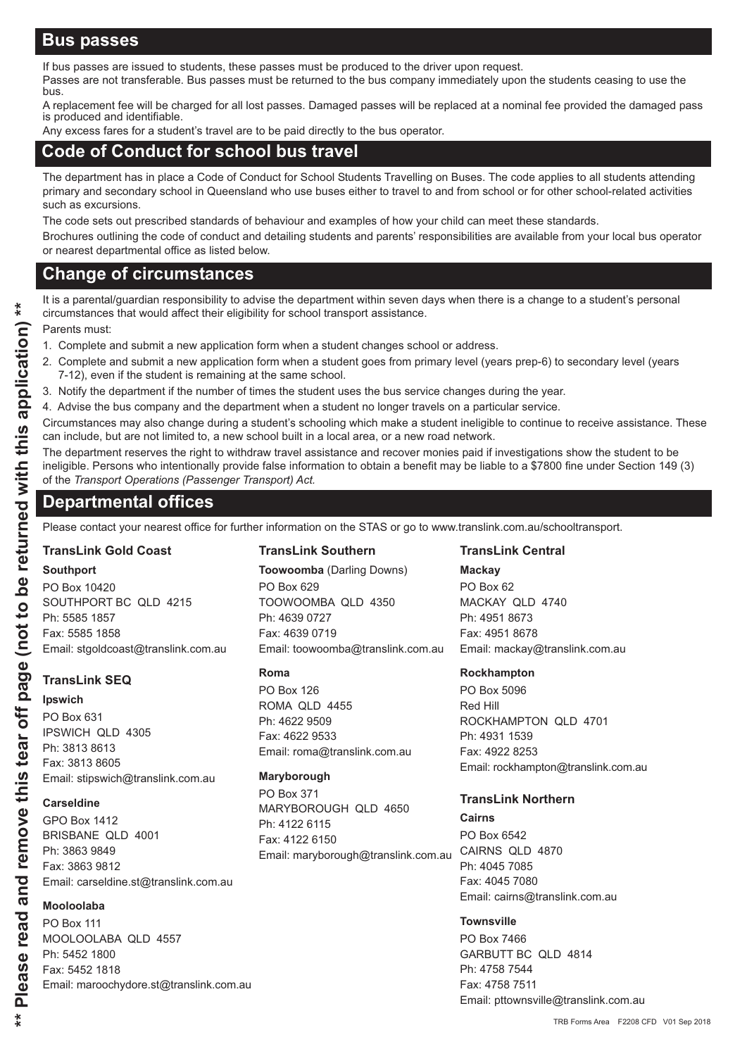## Bus passes

If bus passes are issued to students, these passes must be produced to the driver upon request.

Passes are not transferable. Bus passes must be returned to the bus company immediately upon the students ceasing to use the bus.

A replacement fee will be charged for all lost passes. Damaged passes will be replaced at a nominal fee provided the damaged pass is produced and identifiable.

Any excess fares for a student's travel are to be paid directly to the bus operator.

## Code of Conduct for school bus travel

The department has in place a Code of Conduct for School Students Travelling on Buses. The code applies to all students attending primary and secondary school in Queensland who use buses either to travel to and from school or for other school-related activities such as excursions.

The code sets out prescribed standards of behaviour and examples of how your child can meet these standards.

Brochures outlining the code of conduct and detailing students and parents' responsibilities are available from your local bus operator or nearest departmental office as listed below.

## Change of circumstances

It is a parental/guardian responsibility to advise the department within seven days when there is a change to a student's personal circumstances that would affect their eligibility for school transport assistance.

Parents must:

1. Complete and submit a new application form when a student changes school or address.
2. Complete and submit a new application form when a student goes from primary level (years prep-6) to secondary level (years 7-12), even if the student is remaining at the same school.
3. Notify the department if the number of times the student uses the bus service changes during the year.
4. Advise the bus company and the department when a student no longer travels on a particular service.

Circumstances may also change during a student's schooling which make a student ineligible to continue to receive assistance. These can include, but are not limited to, a new school built in a local area, or a new road network.

The department reserves the right to withdraw travel assistance and recover monies paid if investigations show the student to be ineligible. Persons who intentionally provide false information to obtain a benefit may be liable to a $7800 fine under Section 149 (3) of the *Transport Operations (Passenger Transport) Act.*

## Departmental offices

Please contact your nearest office for further information on the STAS or go to www.translink.com.au/schooltransport.

### TransLink Gold Coast

**Southport**
PO Box 10420
SOUTHPORT BC QLD 4215
Ph: 5585 1857
Fax: 5585 1858
Email: stgoldcoast@translink.com.au

### TransLink SEQ

**Ipswich**
PO Box 631
IPSWICH QLD 4305
Ph: 3813 8613
Fax: 3813 8605
Email: stipswich@translink.com.au

**Carseldine**
GPO Box 1412
BRISBANE QLD 4001
Ph: 3863 9849
Fax: 3863 9812
Email: carseldine.st@translink.com.au

**Mooloolaba**
PO Box 111
MOOLOOLABA QLD 4557
Ph: 5452 1800
Fax: 5452 1818
Email: maroochydore.st@translink.com.au

### TransLink Southern

**Toowoomba** (Darling Downs)
PO Box 629
TOOWOOMBA QLD 4350
Ph: 4639 0727
Fax: 4639 0719
Email: toowoomba@translink.com.au

**Roma**
PO Box 126
ROMA QLD 4455
Ph: 4622 9509
Fax: 4622 9533
Email: roma@translink.com.au

**Maryborough**
PO Box 371
MARYBOROUGH QLD 4650
Ph: 4122 6115
Fax: 4122 6150
Email: maryborough@translink.com.au

### TransLink Central

**Mackay**
PO Box 62
MACKAY QLD 4740
Ph: 4951 8673
Fax: 4951 8678
Email: mackay@translink.com.au

**Rockhampton**
PO Box 5096
Red Hill
ROCKHAMPTON QLD 4701
Ph: 4931 1539
Fax: 4922 8253
Email: rockhampton@translink.com.au

### TransLink Northern

**Cairns**
PO Box 6542
CAIRNS QLD 4870
Ph: 4045 7085
Fax: 4045 7080
Email: cairns@translink.com.au

**Townsville**
PO Box 7466
GARBUTT BC QLD 4814
Ph: 4758 7544
Fax: 4758 7511
Email: pttownsville@translink.com.au

** Please read and remove this tear off page (not to be returned with this application) **

TRB Forms Area F2208 CFD V01 Sep 2018